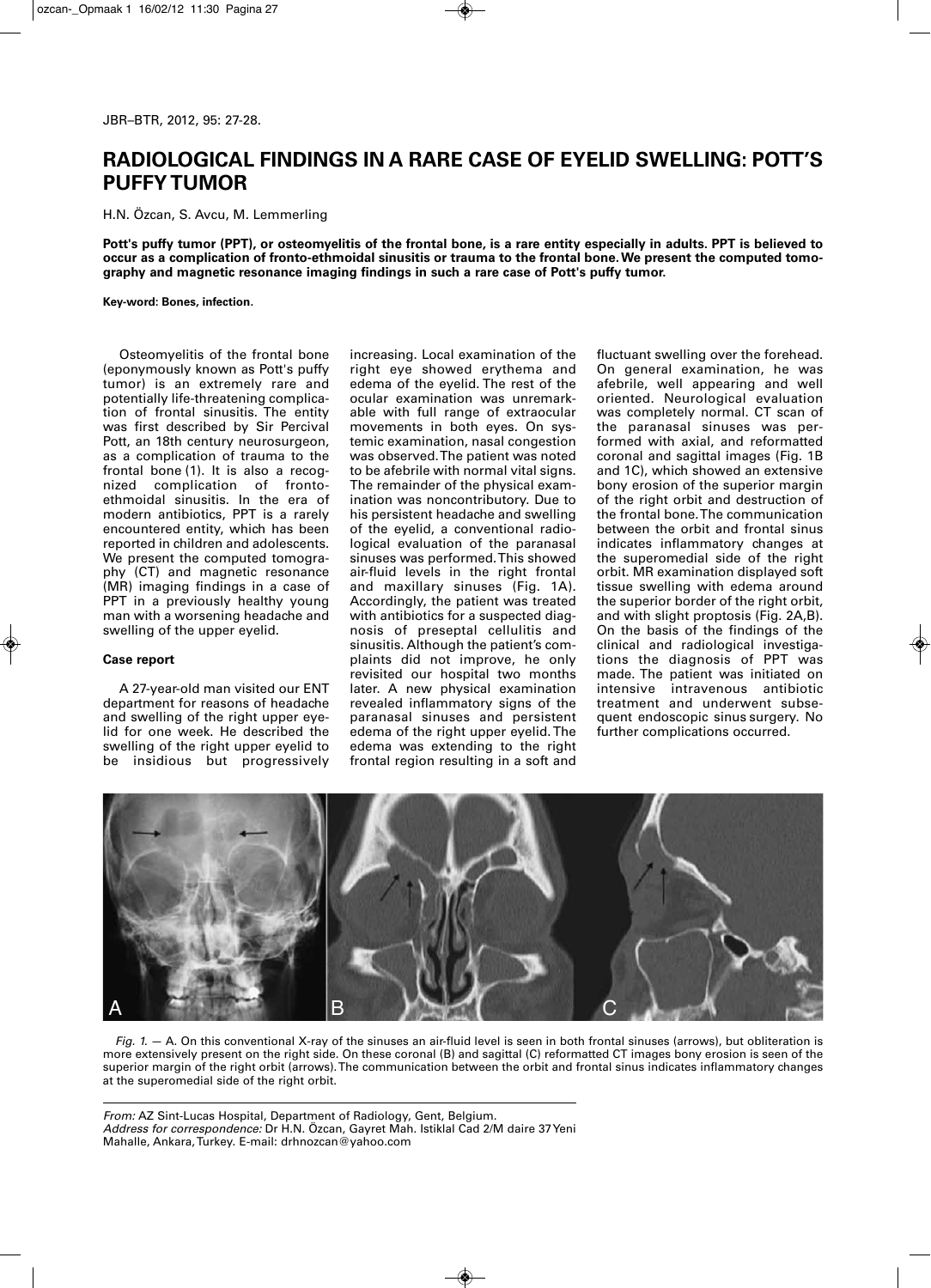# RADIOLOGICAL FINDINGS IN A RARE CASE OF EYELID SWELLING: POTT'S PUFFY TUMOR

H.N. Özcan, S. Avcu, M. Lemmerling

**Pott's puffy tumor (PPT), or osteomyelitis of the frontal bone, is a rare entity especially in adults. PPT is believed to occur as a complication of fronto-ethmoidal sinusitis or trauma to the frontal bone. We present the computed tomography and magnetic resonance imaging findings in such a rare case of Pott's puffy tumor.**

**Key-word: Bones, infection.**

Osteomyelitis of the frontal bone (eponymously known as Pott's puffy tumor) is an extremely rare and potentially life-threatening complication of frontal sinusitis. The entity was first described by Sir Percival Pott, an 18th century neurosurgeon, as a complication of trauma to the frontal bone (1). It is also a recognized complication of fronto-ethmoidal sinusitis. In the era of modern antibiotics, PPT is a rarely encountered entity, which has been reported in children and adolescents. We present the computed tomography (CT) and magnetic resonance (MR) imaging findings in a case of PPT in a previously healthy young man with a worsening headache and swelling of the upper eyelid.

## Case report

A 27-year-old man visited our ENT department for reasons of headache and swelling of the right upper eyelid for one week. He described the swelling of the right upper eyelid to be insidious but progressively increasing. Local examination of the right eye showed erythema and edema of the eyelid. The rest of the ocular examination was unremarkable with full range of extraocular movements in both eyes. On systemic examination, nasal congestion was observed. The patient was noted to be afebrile with normal vital signs. The remainder of the physical examination was noncontributory. Due to his persistent headache and swelling of the eyelid, a conventional radiological evaluation of the paranasal sinuses was performed. This showed air-fluid levels in the right frontal and maxillary sinuses (Fig. 1A). Accordingly, the patient was treated with antibiotics for a suspected diagnosis of preseptal cellulitis and sinusitis. Although the patient's complaints did not improve, he only revisited our hospital two months later. A new physical examination revealed inflammatory signs of the paranasal sinuses and persistent edema of the right upper eyelid. The edema was extending to the right frontal region resulting in a soft and fluctuant swelling over the forehead. On general examination, he was afebrile, well appearing and well oriented. Neurological evaluation was completely normal. CT scan of the paranasal sinuses was performed with axial, and reformatted coronal and sagittal images (Fig. 1B and 1C), which showed an extensive bony erosion of the superior margin of the right orbit and destruction of the frontal bone. The communication between the orbit and frontal sinus indicates inflammatory changes at the superomedial side of the right orbit. MR examination displayed soft tissue swelling with edema around the superior border of the right orbit, and with slight proptosis (Fig. 2A,B). On the basis of the findings of the clinical and radiological investigations the diagnosis of PPT was made. The patient was initiated on intensive intravenous antibiotic treatment and underwent subsequent endoscopic sinus surgery. No further complications occurred.

*Fig. 1.* — A. On this conventional X-ray of the sinuses an air-fluid level is seen in both frontal sinuses (arrows), but obliteration is more extensively present on the right side. On these coronal (B) and sagittal (C) reformatted CT images bony erosion is seen of the superior margin of the right orbit (arrows). The communication between the orbit and frontal sinus indicates inflammatory changes at the superomedial side of the right orbit.

*From:* AZ Sint-Lucas Hospital, Department of Radiology, Gent, Belgium.
*Address for correspondence:* Dr H.N. Özcan, Gayret Mah. Istiklal Cad 2/M daire 37 Yeni Mahalle, Ankara, Turkey. E-mail: drhnozcan@yahoo.com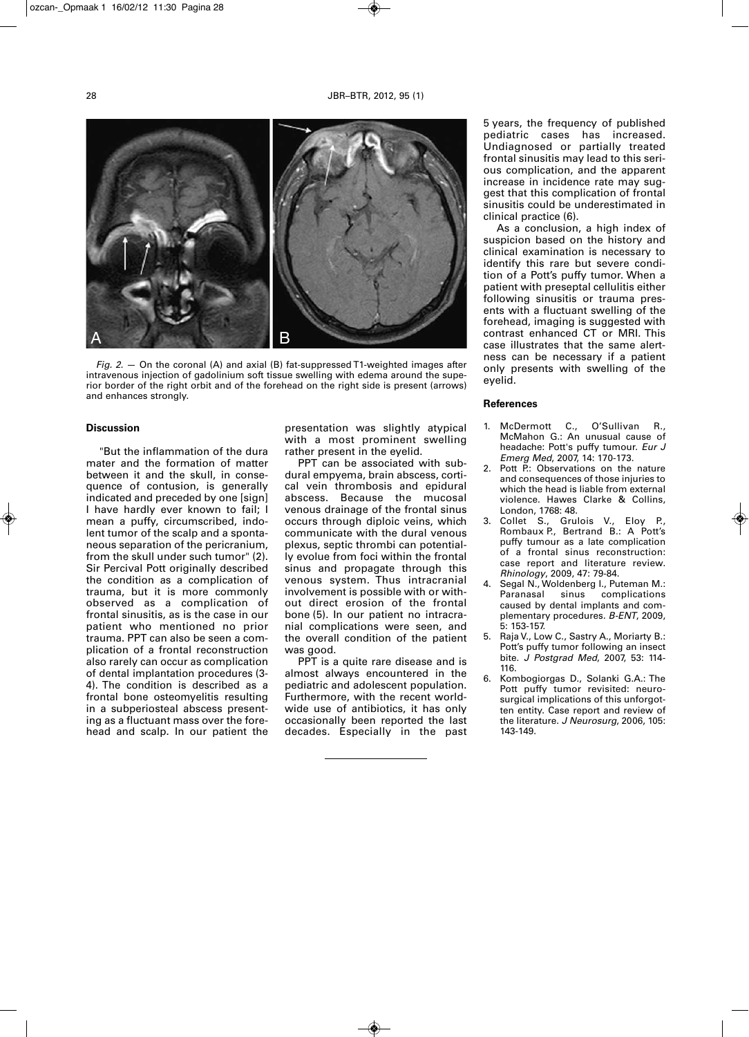*Fig. 2.* — On the coronal (A) and axial (B) fat-suppressed T1-weighted images after intravenous injection of gadolinium soft tissue swelling with edema around the superior border of the right orbit and of the forehead on the right side is present (arrows) and enhances strongly.

## Discussion

"But the inflammation of the dura mater and the formation of matter between it and the skull, in consequence of contusion, is generally indicated and preceded by one [sign] I have hardly ever known to fail; I mean a puffy, circumscribed, indolent tumor of the scalp and a spontaneous separation of the pericranium, from the skull under such tumor" (2). Sir Percival Pott originally described the condition as a complication of trauma, but it is more commonly observed as a complication of frontal sinusitis, as is the case in our patient who mentioned no prior trauma. PPT can also be seen a complication of a frontal reconstruction also rarely can occur as complication of dental implantation procedures (3-4). The condition is described as a frontal bone osteomyelitis resulting in a subperiosteal abscess presenting as a fluctuant mass over the forehead and scalp. In our patient the presentation was slightly atypical with a most prominent swelling rather present in the eyelid.

PPT can be associated with subdural empyema, brain abscess, cortical vein thrombosis and epidural abscess. Because the mucosal venous drainage of the frontal sinus occurs through diploic veins, which communicate with the dural venous plexus, septic thrombi can potentially evolue from foci within the frontal sinus and propagate through this venous system. Thus intracranial involvement is possible with or without direct erosion of the frontal bone (5). In our patient no intracranial complications were seen, and the overall condition of the patient was good.

PPT is a quite rare disease and is almost always encountered in the pediatric and adolescent population. Furthermore, with the recent worldwide use of antibiotics, it has only occasionally been reported the last decades. Especially in the past 5 years, the frequency of published pediatric cases has increased. Undiagnosed or partially treated frontal sinusitis may lead to this serious complication, and the apparent increase in incidence rate may suggest that this complication of frontal sinusitis could be underestimated in clinical practice (6).

As a conclusion, a high index of suspicion based on the history and clinical examination is necessary to identify this rare but severe condition of a Pott's puffy tumor. When a patient with preseptal cellulitis either following sinusitis or trauma presents with a fluctuant swelling of the forehead, imaging is suggested with contrast enhanced CT or MRI. This case illustrates that the same alertness can be necessary if a patient only presents with swelling of the eyelid.

## References

1. McDermott C., O'Sullivan R., McMahon G.: An unusual cause of headache: Pott's puffy tumour. *Eur J Emerg Med*, 2007, 14: 170-173.
2. Pott P.: Observations on the nature and consequences of those injuries to which the head is liable from external violence. Hawes Clarke & Collins, London, 1768: 48.
3. Collet S., Grulois V., Eloy P., Rombaux P., Bertrand B.: A Pott's puffy tumour as a late complication of a frontal sinus reconstruction: case report and literature review. *Rhinology*, 2009, 47: 79-84.
4. Segal N., Woldenberg I., Puteman M.: Paranasal sinus complications caused by dental implants and complementary procedures. *B-ENT*, 2009, 5: 153-157.
5. Raja V., Low C., Sastry A., Moriarty B.: Pott's puffy tumor following an insect bite. *J Postgrad Med*, 2007, 53: 114-116.
6. Kombogiorgas D., Solanki G.A.: The Pott puffy tumor revisited: neurosurgical implications of this unforgotten entity. Case report and review of the literature. *J Neurosurg*, 2006, 105: 143-149.